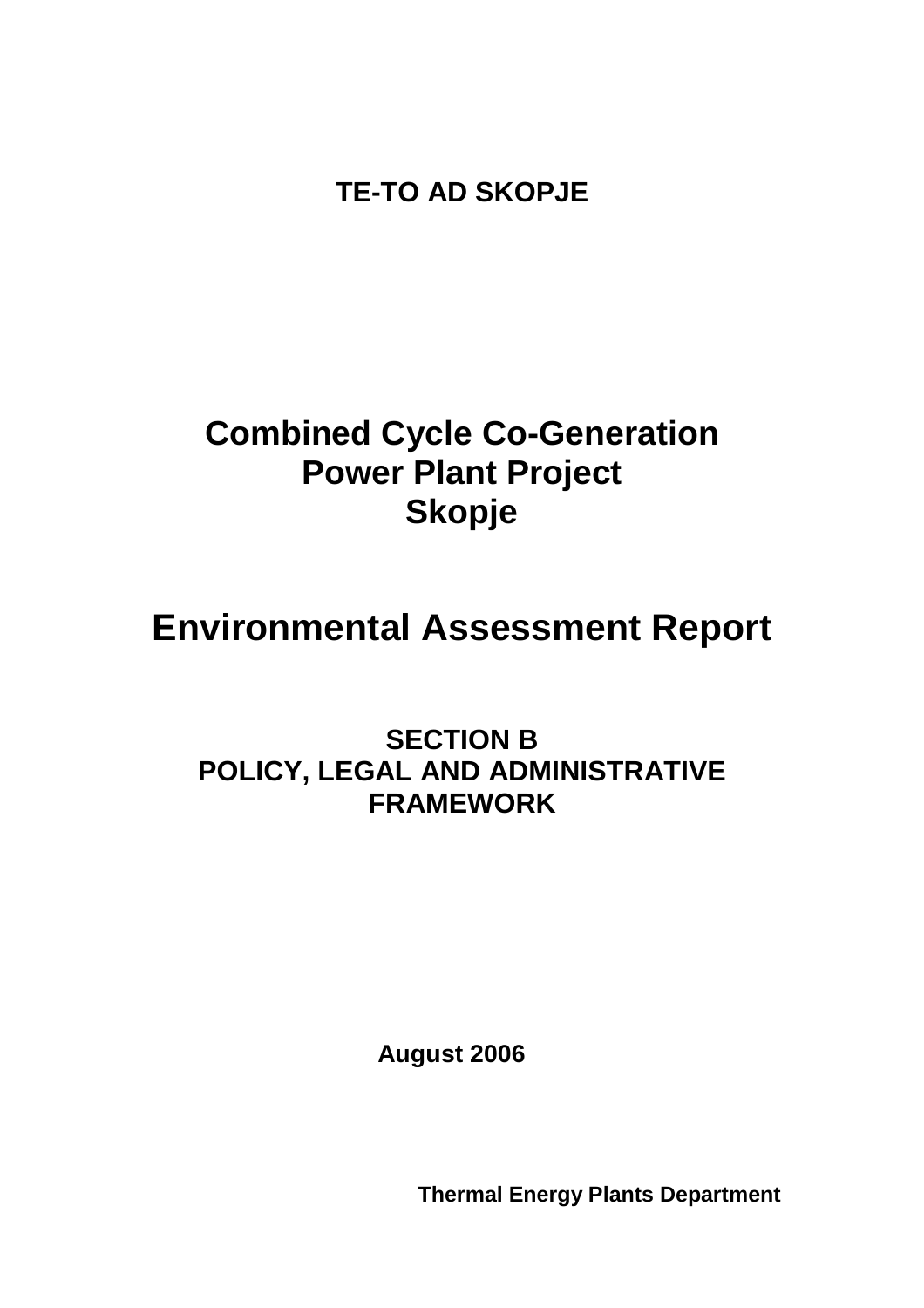**TE-TO AD SKOPJE**

# Combined Cycle Co-Generation Power Plant Project Skopje

# Environmental Assessment Report

## SECTION B
## POLICY, LEGAL AND ADMINISTRATIVE FRAMEWORK

**August 2006**

**Thermal Energy Plants Department**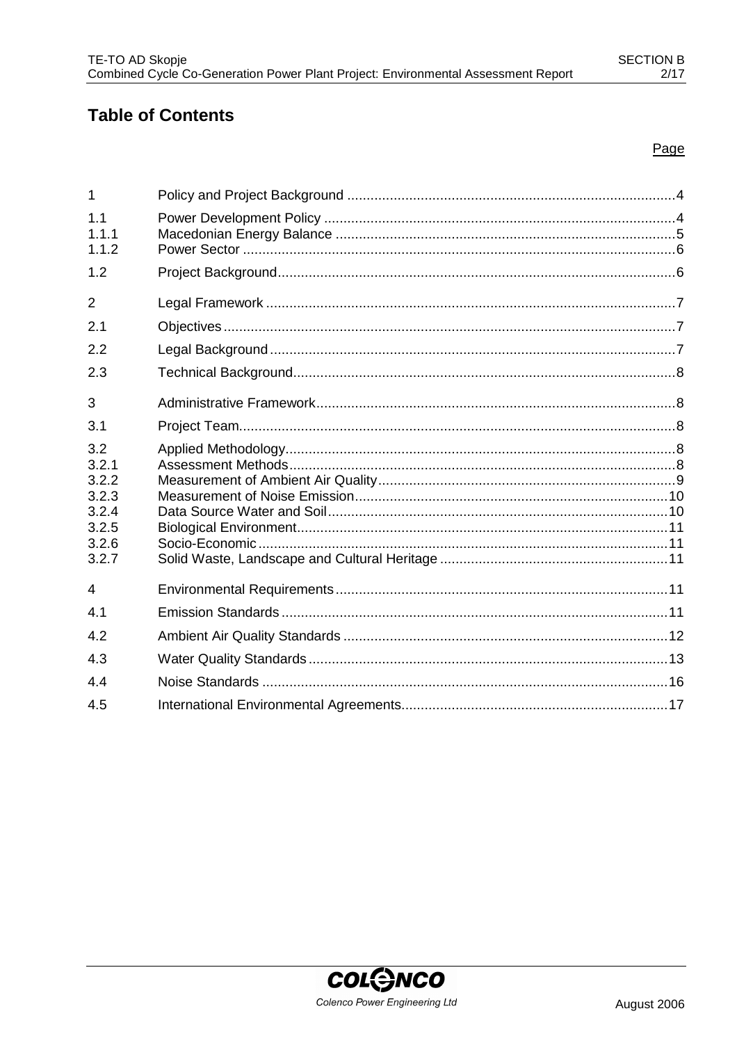# Table of Contents

| | | Page |
|---|---|---|
| 1 | Policy and Project Background | 4 |
| 1.1 | Power Development Policy | 4 |
| 1.1.1 | Macedonian Energy Balance | 5 |
| 1.1.2 | Power Sector | 6 |
| 1.2 | Project Background | 6 |
| 2 | Legal Framework | 7 |
| 2.1 | Objectives | 7 |
| 2.2 | Legal Background | 7 |
| 2.3 | Technical Background | 8 |
| 3 | Administrative Framework | 8 |
| 3.1 | Project Team | 8 |
| 3.2 | Applied Methodology | 8 |
| 3.2.1 | Assessment Methods | 8 |
| 3.2.2 | Measurement of Ambient Air Quality | 9 |
| 3.2.3 | Measurement of Noise Emission | 10 |
| 3.2.4 | Data Source Water and Soil | 10 |
| 3.2.5 | Biological Environment | 11 |
| 3.2.6 | Socio-Economic | 11 |
| 3.2.7 | Solid Waste, Landscape and Cultural Heritage | 11 |
| 4 | Environmental Requirements | 11 |
| 4.1 | Emission Standards | 11 |
| 4.2 | Ambient Air Quality Standards | 12 |
| 4.3 | Water Quality Standards | 13 |
| 4.4 | Noise Standards | 16 |
| 4.5 | International Environmental Agreements | 17 |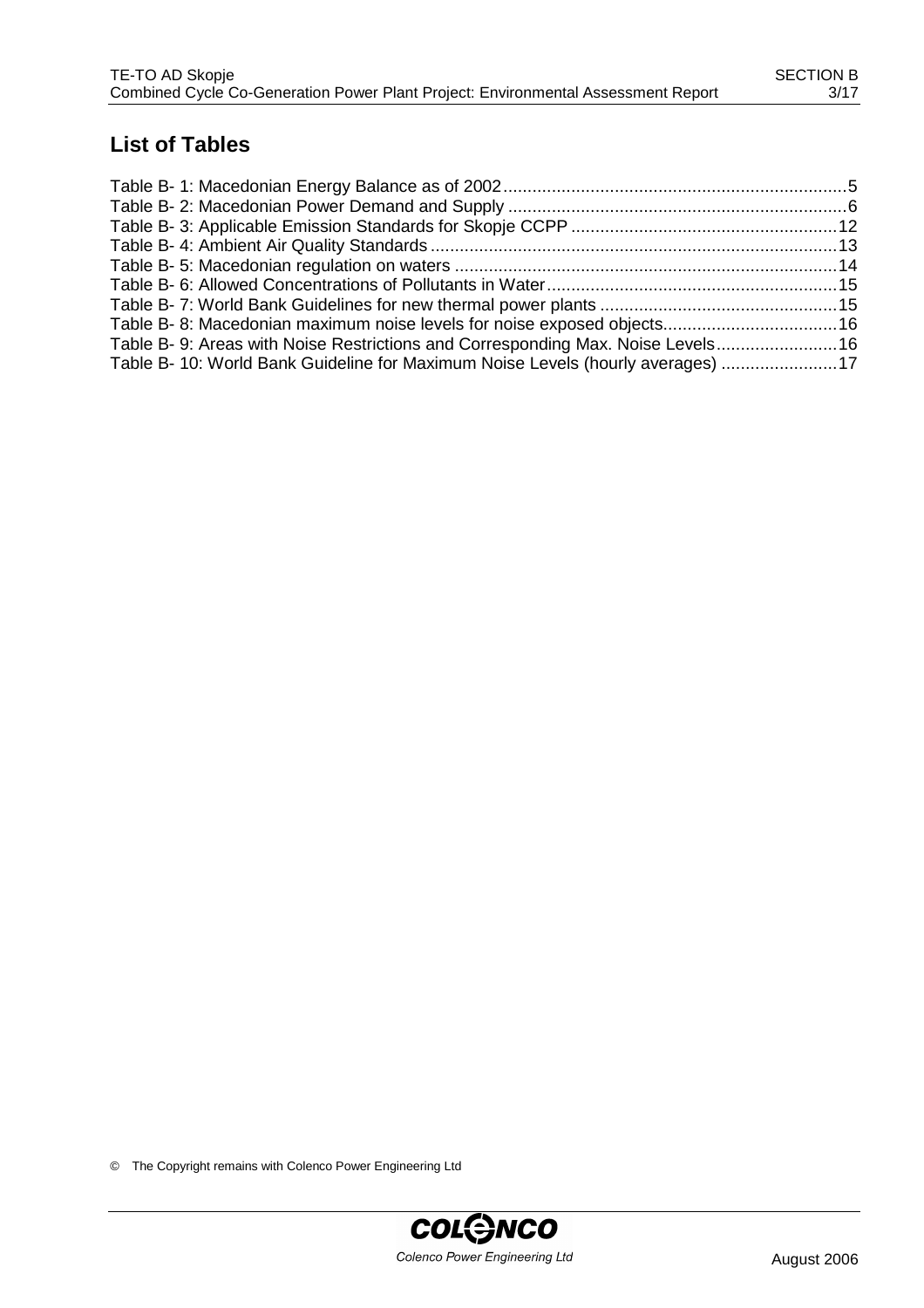## List of Tables

Table B- 1: Macedonian Energy Balance as of 2002 ........................................................................5
Table B- 2: Macedonian Power Demand and Supply ........................................................................6
Table B- 3: Applicable Emission Standards for Skopje CCPP ........................................................12
Table B- 4: Ambient Air Quality Standards ....................................................................................13
Table B- 5: Macedonian regulation on waters ...............................................................................14
Table B- 6: Allowed Concentrations of Pollutants in Water............................................................15
Table B- 7: World Bank Guidelines for new thermal power plants .................................................15
Table B- 8: Macedonian maximum noise levels for noise exposed objects....................................16
Table B- 9: Areas with Noise Restrictions and Corresponding Max. Noise Levels.........................16
Table B- 10: World Bank Guideline for Maximum Noise Levels (hourly averages) ........................17

© The Copyright remains with Colenco Power Engineering Ltd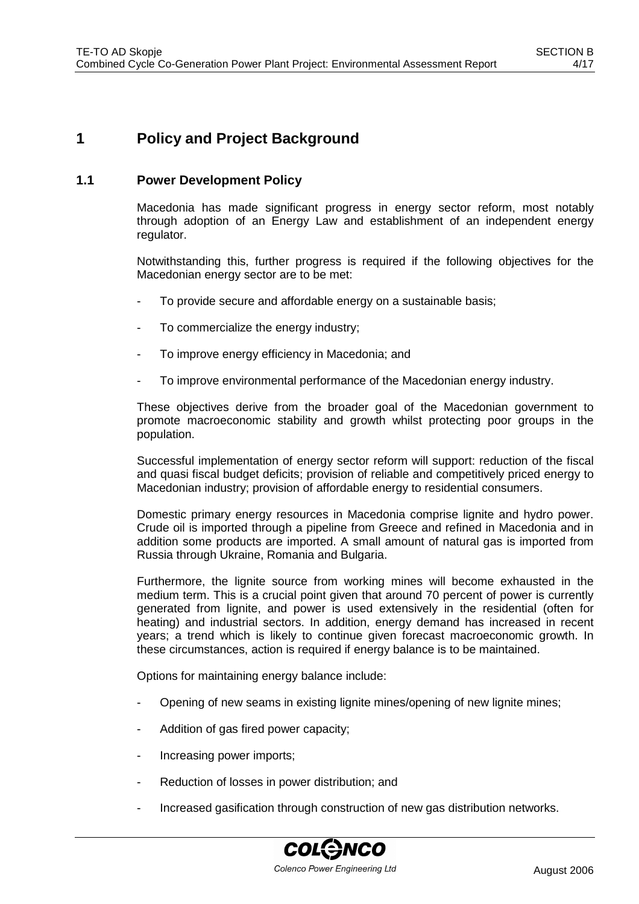# 1 Policy and Project Background

## 1.1 Power Development Policy

Macedonia has made significant progress in energy sector reform, most notably through adoption of an Energy Law and establishment of an independent energy regulator.

Notwithstanding this, further progress is required if the following objectives for the Macedonian energy sector are to be met:

- To provide secure and affordable energy on a sustainable basis;
- To commercialize the energy industry;
- To improve energy efficiency in Macedonia; and
- To improve environmental performance of the Macedonian energy industry.

These objectives derive from the broader goal of the Macedonian government to promote macroeconomic stability and growth whilst protecting poor groups in the population.

Successful implementation of energy sector reform will support: reduction of the fiscal and quasi fiscal budget deficits; provision of reliable and competitively priced energy to Macedonian industry; provision of affordable energy to residential consumers.

Domestic primary energy resources in Macedonia comprise lignite and hydro power. Crude oil is imported through a pipeline from Greece and refined in Macedonia and in addition some products are imported. A small amount of natural gas is imported from Russia through Ukraine, Romania and Bulgaria.

Furthermore, the lignite source from working mines will become exhausted in the medium term. This is a crucial point given that around 70 percent of power is currently generated from lignite, and power is used extensively in the residential (often for heating) and industrial sectors. In addition, energy demand has increased in recent years; a trend which is likely to continue given forecast macroeconomic growth. In these circumstances, action is required if energy balance is to be maintained.

Options for maintaining energy balance include:

- Opening of new seams in existing lignite mines/opening of new lignite mines;
- Addition of gas fired power capacity;
- Increasing power imports;
- Reduction of losses in power distribution; and
- Increased gasification through construction of new gas distribution networks.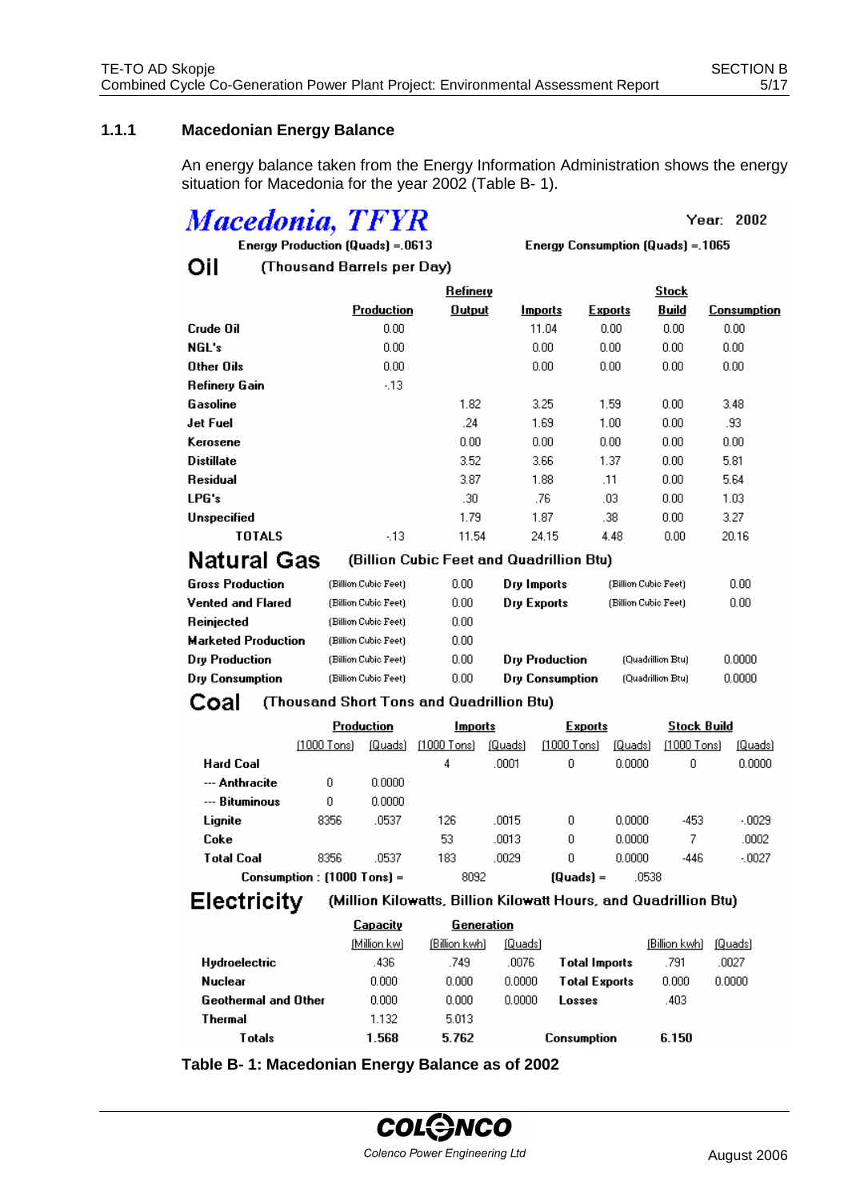### 1.1.1 Macedonian Energy Balance

An energy balance taken from the Energy Information Administration shows the energy situation for Macedonia for the year 2002 (Table B- 1).

**Macedonia, TFYR** — Year: 2002

Energy Production (Quads) =.0613 — Energy Consumption (Quads) =.1065

**Oil** (Thousand Barrels per Day)

| | Production | Refinery Output | Imports | Exports | Stock Build | Consumption |
|---|---|---|---|---|---|---|
| Crude Oil | 0.00 | | 11.04 | 0.00 | 0.00 | 0.00 |
| NGL's | 0.00 | | 0.00 | 0.00 | 0.00 | 0.00 |
| Other Oils | 0.00 | | 0.00 | 0.00 | 0.00 | 0.00 |
| Refinery Gain | -.13 | | | | | |
| Gasoline | | 1.82 | 3.25 | 1.59 | 0.00 | 3.48 |
| Jet Fuel | | .24 | 1.69 | 1.00 | 0.00 | .93 |
| Kerosene | | 0.00 | 0.00 | 0.00 | 0.00 | 0.00 |
| Distillate | | 3.52 | 3.66 | 1.37 | 0.00 | 5.81 |
| Residual | | 3.87 | 1.88 | .11 | 0.00 | 5.64 |
| LPG's | | .30 | .76 | .03 | 0.00 | 1.03 |
| Unspecified | | 1.79 | 1.87 | .38 | 0.00 | 3.27 |
| TOTALS | -.13 | 11.54 | 24.15 | 4.48 | 0.00 | 20.16 |

**Natural Gas** (Billion Cubic Feet and Quadrillion Btu)

| | | | | | |
|---|---|---|---|---|---|
| Gross Production | (Billion Cubic Feet) | 0.00 | Dry Imports | (Billion Cubic Feet) | 0.00 |
| Vented and Flared | (Billion Cubic Feet) | 0.00 | Dry Exports | (Billion Cubic Feet) | 0.00 |
| Reinjected | (Billion Cubic Feet) | 0.00 | | | |
| Marketed Production | (Billion Cubic Feet) | 0.00 | | | |
| Dry Production | (Billion Cubic Feet) | 0.00 | Dry Production | (Quadrillion Btu) | 0.0000 |
| Dry Consumption | (Billion Cubic Feet) | 0.00 | Dry Consumption | (Quadrillion Btu) | 0.0000 |

**Coal** (Thousand Short Tons and Quadrillion Btu)

| | Production | | Imports | | Exports | | Stock Build | |
|---|---|---|---|---|---|---|---|---|
| | (1000 Tons) | (Quads) | (1000 Tons) | (Quads) | (1000 Tons) | (Quads) | (1000 Tons) | (Quads) |
| Hard Coal | | | 4 | .0001 | 0 | 0.0000 | 0 | 0.0000 |
| --- Anthracite | 0 | 0.0000 | | | | | | |
| --- Bituminous | 0 | 0.0000 | | | | | | |
| Lignite | 8356 | .0537 | 126 | .0015 | 0 | 0.0000 | -453 | -.0029 |
| Coke | | | 53 | .0013 | 0 | 0.0000 | 7 | .0002 |
| Total Coal | 8356 | .0537 | 183 | .0029 | 0 | 0.0000 | -446 | -.0027 |

Consumption : (1000 Tons) = 8092 (Quads) = .0538

**Electricity** (Million Kilowatts, Billion Kilowatt Hours, and Quadrillion Btu)

| | Capacity (Million kw) | Generation (Billion kwh) | Generation (Quads) | | (Billion kwh) | (Quads) |
|---|---|---|---|---|---|---|
| Hydroelectric | .436 | .749 | .0076 | Total Imports | .791 | .0027 |
| Nuclear | 0.000 | 0.000 | 0.0000 | Total Exports | 0.000 | 0.0000 |
| Geothermal and Other | 0.000 | 0.000 | 0.0000 | Losses | .403 | |
| Thermal | 1.132 | 5.013 | | | | |
| Totals | 1.568 | 5.762 | | Consumption | 6.150 | |

**Table B- 1: Macedonian Energy Balance as of 2002**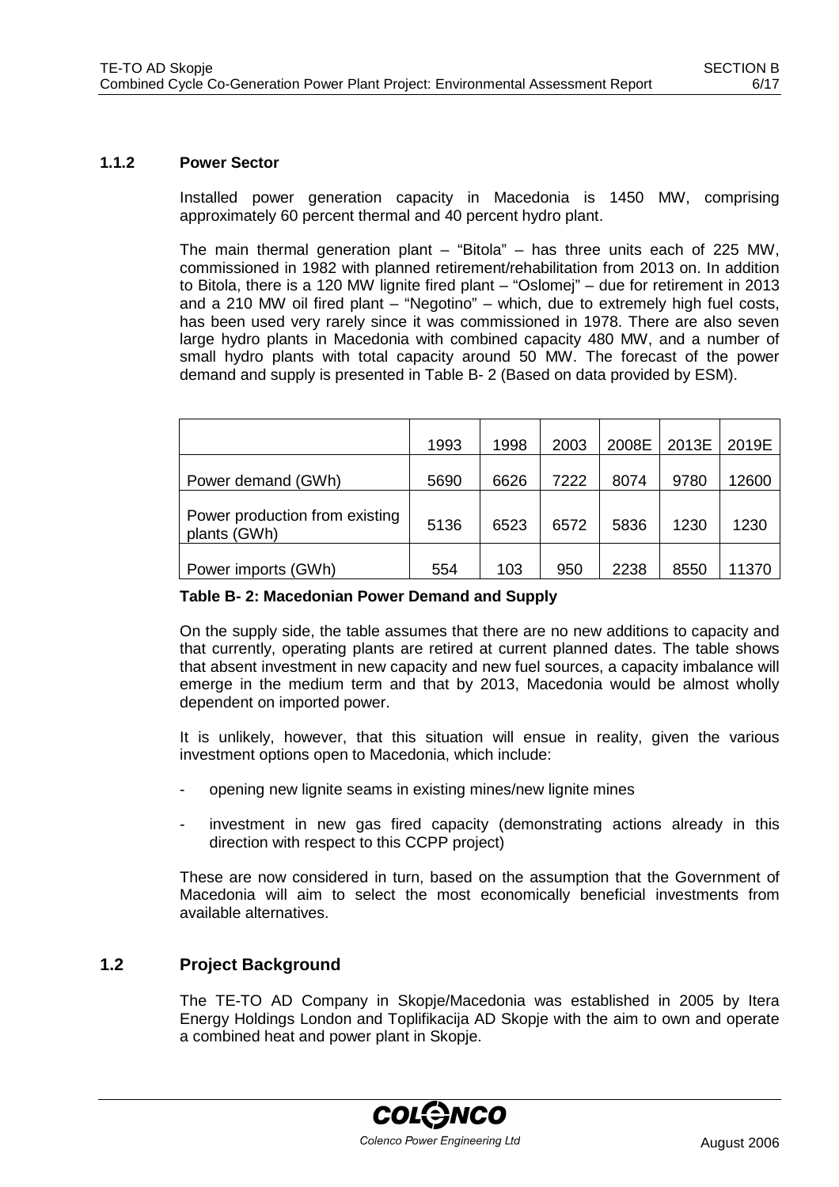### 1.1.2 Power Sector

Installed power generation capacity in Macedonia is 1450 MW, comprising approximately 60 percent thermal and 40 percent hydro plant.

The main thermal generation plant – "Bitola" – has three units each of 225 MW, commissioned in 1982 with planned retirement/rehabilitation from 2013 on. In addition to Bitola, there is a 120 MW lignite fired plant – "Oslomej" – due for retirement in 2013 and a 210 MW oil fired plant – "Negotino" – which, due to extremely high fuel costs, has been used very rarely since it was commissioned in 1978. There are also seven large hydro plants in Macedonia with combined capacity 480 MW, and a number of small hydro plants with total capacity around 50 MW. The forecast of the power demand and supply is presented in Table B- 2 (Based on data provided by ESM).

| | 1993 | 1998 | 2003 | 2008E | 2013E | 2019E |
|---|---|---|---|---|---|---|
| Power demand (GWh) | 5690 | 6626 | 7222 | 8074 | 9780 | 12600 |
| Power production from existing plants (GWh) | 5136 | 6523 | 6572 | 5836 | 1230 | 1230 |
| Power imports (GWh) | 554 | 103 | 950 | 2238 | 8550 | 11370 |

**Table B- 2: Macedonian Power Demand and Supply**

On the supply side, the table assumes that there are no new additions to capacity and that currently, operating plants are retired at current planned dates. The table shows that absent investment in new capacity and new fuel sources, a capacity imbalance will emerge in the medium term and that by 2013, Macedonia would be almost wholly dependent on imported power.

It is unlikely, however, that this situation will ensue in reality, given the various investment options open to Macedonia, which include:

- opening new lignite seams in existing mines/new lignite mines
- investment in new gas fired capacity (demonstrating actions already in this direction with respect to this CCPP project)

These are now considered in turn, based on the assumption that the Government of Macedonia will aim to select the most economically beneficial investments from available alternatives.

## 1.2 Project Background

The TE-TO AD Company in Skopje/Macedonia was established in 2005 by Itera Energy Holdings London and Toplifikacija AD Skopje with the aim to own and operate a combined heat and power plant in Skopje.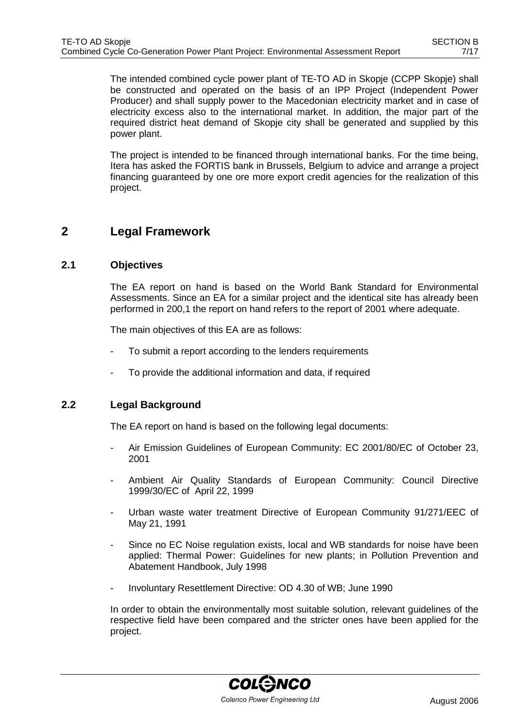The intended combined cycle power plant of TE-TO AD in Skopje (CCPP Skopje) shall be constructed and operated on the basis of an IPP Project (Independent Power Producer) and shall supply power to the Macedonian electricity market and in case of electricity excess also to the international market. In addition, the major part of the required district heat demand of Skopje city shall be generated and supplied by this power plant.

The project is intended to be financed through international banks. For the time being, Itera has asked the FORTIS bank in Brussels, Belgium to advice and arrange a project financing guaranteed by one ore more export credit agencies for the realization of this project.

# 2 Legal Framework

## 2.1 Objectives

The EA report on hand is based on the World Bank Standard for Environmental Assessments. Since an EA for a similar project and the identical site has already been performed in 200,1 the report on hand refers to the report of 2001 where adequate.

The main objectives of this EA are as follows:

- To submit a report according to the lenders requirements
- To provide the additional information and data, if required

## 2.2 Legal Background

The EA report on hand is based on the following legal documents:

- Air Emission Guidelines of European Community: EC 2001/80/EC of October 23, 2001
- Ambient Air Quality Standards of European Community: Council Directive 1999/30/EC of April 22, 1999
- Urban waste water treatment Directive of European Community 91/271/EEC of May 21, 1991
- Since no EC Noise regulation exists, local and WB standards for noise have been applied: Thermal Power: Guidelines for new plants; in Pollution Prevention and Abatement Handbook, July 1998
- Involuntary Resettlement Directive: OD 4.30 of WB; June 1990

In order to obtain the environmentally most suitable solution, relevant guidelines of the respective field have been compared and the stricter ones have been applied for the project.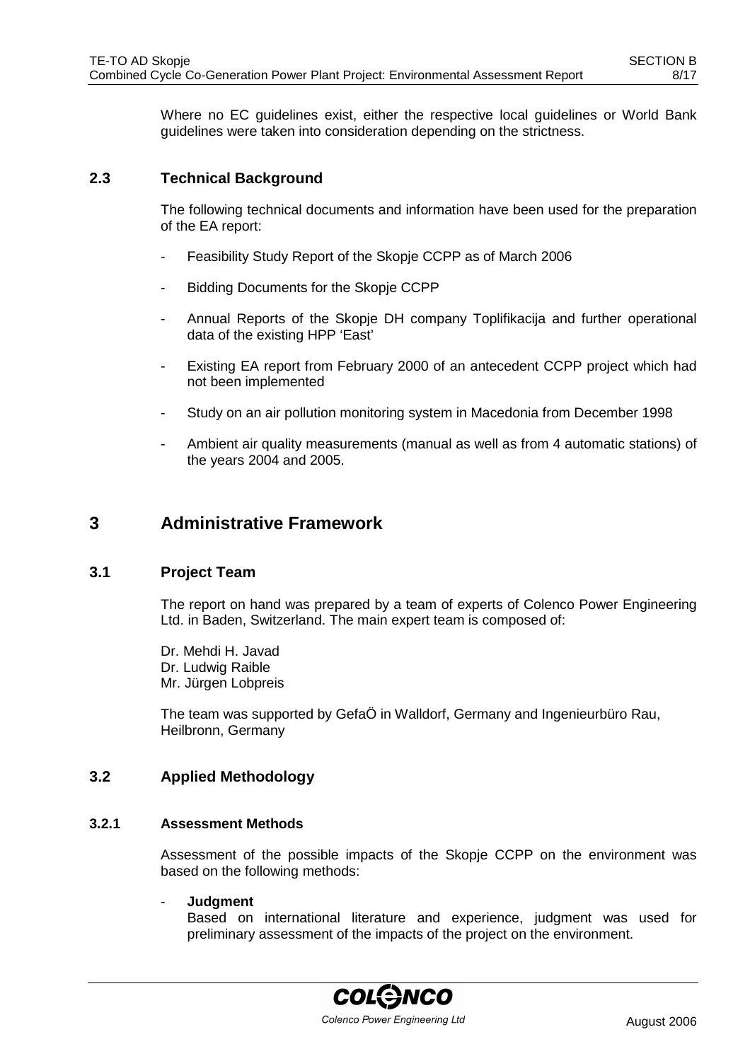Where no EC guidelines exist, either the respective local guidelines or World Bank guidelines were taken into consideration depending on the strictness.

### 2.3 Technical Background

The following technical documents and information have been used for the preparation of the EA report:

- Feasibility Study Report of the Skopje CCPP as of March 2006
- Bidding Documents for the Skopje CCPP
- Annual Reports of the Skopje DH company Toplifikacija and further operational data of the existing HPP 'East'
- Existing EA report from February 2000 of an antecedent CCPP project which had not been implemented
- Study on an air pollution monitoring system in Macedonia from December 1998
- Ambient air quality measurements (manual as well as from 4 automatic stations) of the years 2004 and 2005.

## 3 Administrative Framework

### 3.1 Project Team

The report on hand was prepared by a team of experts of Colenco Power Engineering Ltd. in Baden, Switzerland. The main expert team is composed of:

Dr. Mehdi H. Javad
Dr. Ludwig Raible
Mr. Jürgen Lobpreis

The team was supported by GefaÖ in Walldorf, Germany and Ingenieurbüro Rau, Heilbronn, Germany

### 3.2 Applied Methodology

#### 3.2.1 Assessment Methods

Assessment of the possible impacts of the Skopje CCPP on the environment was based on the following methods:

- **Judgment**
  Based on international literature and experience, judgment was used for preliminary assessment of the impacts of the project on the environment.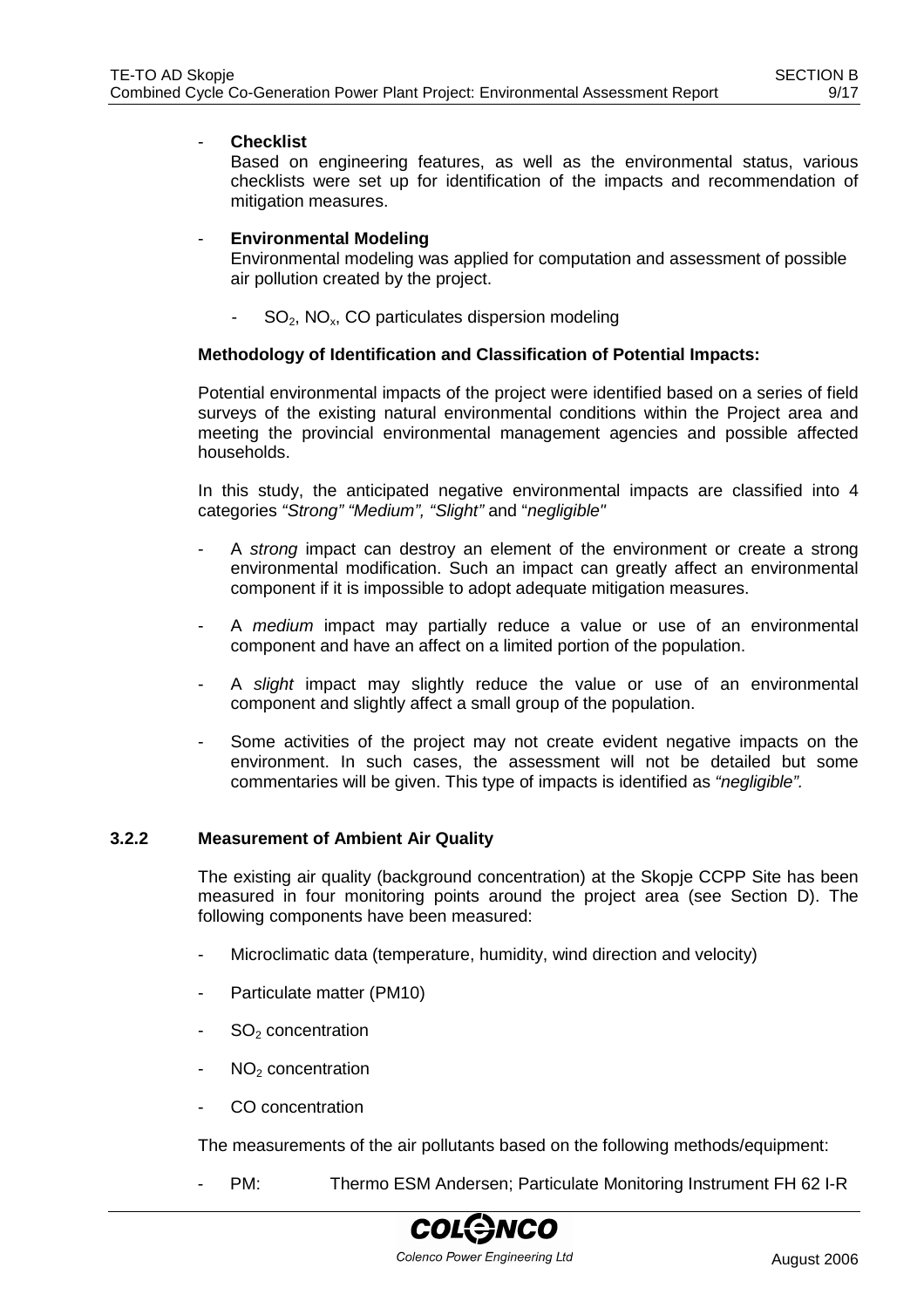- **Checklist**

  Based on engineering features, as well as the environmental status, various checklists were set up for identification of the impacts and recommendation of mitigation measures.

- **Environmental Modeling**

  Environmental modeling was applied for computation and assessment of possible air pollution created by the project.

  - $SO_2$, $NO_x$, CO particulates dispersion modeling

**Methodology of Identification and Classification of Potential Impacts:**

Potential environmental impacts of the project were identified based on a series of field surveys of the existing natural environmental conditions within the Project area and meeting the provincial environmental management agencies and possible affected households.

In this study, the anticipated negative environmental impacts are classified into 4 categories *"Strong" "Medium", "Slight"* and "*negligible"*

- A *strong* impact can destroy an element of the environment or create a strong environmental modification. Such an impact can greatly affect an environmental component if it is impossible to adopt adequate mitigation measures.
- A *medium* impact may partially reduce a value or use of an environmental component and have an affect on a limited portion of the population.
- A *slight* impact may slightly reduce the value or use of an environmental component and slightly affect a small group of the population.
- Some activities of the project may not create evident negative impacts on the environment. In such cases, the assessment will not be detailed but some commentaries will be given. This type of impacts is identified as *"negligible"*.

### 3.2.2 Measurement of Ambient Air Quality

The existing air quality (background concentration) at the Skopje CCPP Site has been measured in four monitoring points around the project area (see Section D). The following components have been measured:

- Microclimatic data (temperature, humidity, wind direction and velocity)
- Particulate matter (PM10)
- $SO_2$ concentration
- $NO_2$ concentration
- CO concentration

The measurements of the air pollutants based on the following methods/equipment:

- PM: Thermo ESM Andersen; Particulate Monitoring Instrument FH 62 I-R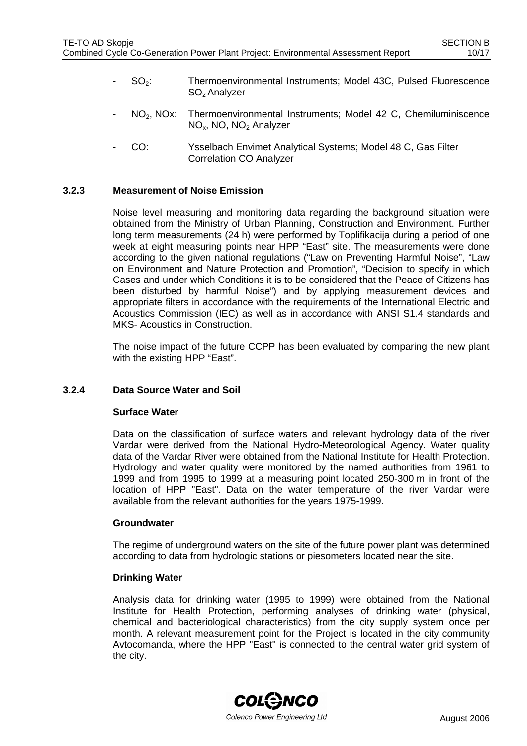- $SO_2$: Thermoenvironmental Instruments; Model 43C, Pulsed Fluorescence $SO_2$ Analyzer
- $NO_2$, NOx: Thermoenvironmental Instruments; Model 42 C, Chemiluminiscence $NO_x$, NO, $NO_2$ Analyzer
- CO: Ysselbach Envimet Analytical Systems; Model 48 C, Gas Filter Correlation CO Analyzer

### 3.2.3 Measurement of Noise Emission

Noise level measuring and monitoring data regarding the background situation were obtained from the Ministry of Urban Planning, Construction and Environment. Further long term measurements (24 h) were performed by Toplifikacija during a period of one week at eight measuring points near HPP "East" site. The measurements were done according to the given national regulations ("Law on Preventing Harmful Noise", "Law on Environment and Nature Protection and Promotion", "Decision to specify in which Cases and under which Conditions it is to be considered that the Peace of Citizens has been disturbed by harmful Noise") and by applying measurement devices and appropriate filters in accordance with the requirements of the International Electric and Acoustics Commission (IEC) as well as in accordance with ANSI S1.4 standards and MKS- Acoustics in Construction.

The noise impact of the future CCPP has been evaluated by comparing the new plant with the existing HPP "East".

### 3.2.4 Data Source Water and Soil

**Surface Water**

Data on the classification of surface waters and relevant hydrology data of the river Vardar were derived from the National Hydro-Meteorological Agency. Water quality data of the Vardar River were obtained from the National Institute for Health Protection. Hydrology and water quality were monitored by the named authorities from 1961 to 1999 and from 1995 to 1999 at a measuring point located 250-300 m in front of the location of HPP "East". Data on the water temperature of the river Vardar were available from the relevant authorities for the years 1975-1999.

**Groundwater**

The regime of underground waters on the site of the future power plant was determined according to data from hydrologic stations or piesometers located near the site.

**Drinking Water**

Analysis data for drinking water (1995 to 1999) were obtained from the National Institute for Health Protection, performing analyses of drinking water (physical, chemical and bacteriological characteristics) from the city supply system once per month. A relevant measurement point for the Project is located in the city community Avtocomanda, where the HPP "East" is connected to the central water grid system of the city.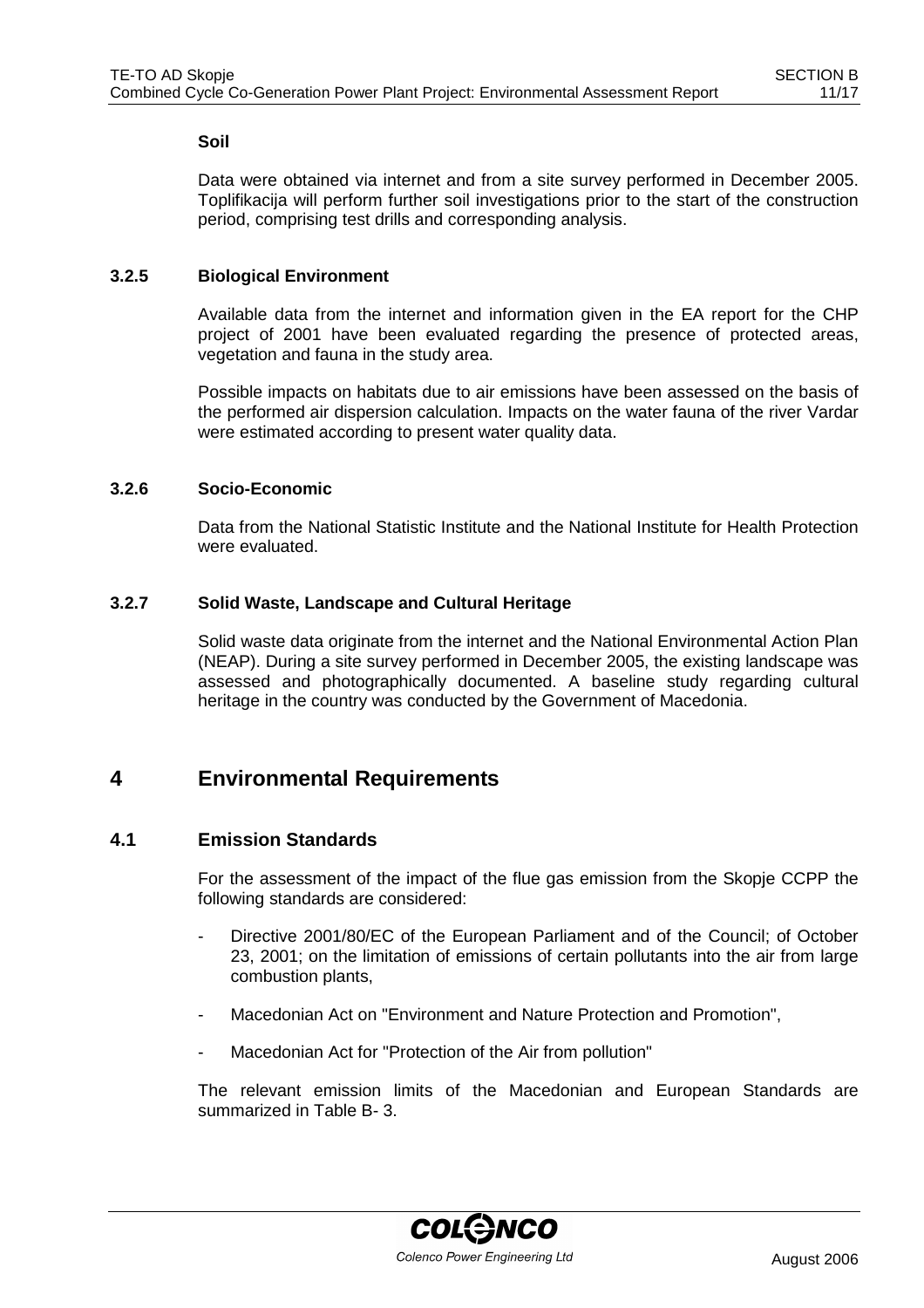**Soil**

Data were obtained via internet and from a site survey performed in December 2005. Toplifikacija will perform further soil investigations prior to the start of the construction period, comprising test drills and corresponding analysis.

### 3.2.5 Biological Environment

Available data from the internet and information given in the EA report for the CHP project of 2001 have been evaluated regarding the presence of protected areas, vegetation and fauna in the study area.

Possible impacts on habitats due to air emissions have been assessed on the basis of the performed air dispersion calculation. Impacts on the water fauna of the river Vardar were estimated according to present water quality data.

### 3.2.6 Socio-Economic

Data from the National Statistic Institute and the National Institute for Health Protection were evaluated.

### 3.2.7 Solid Waste, Landscape and Cultural Heritage

Solid waste data originate from the internet and the National Environmental Action Plan (NEAP). During a site survey performed in December 2005, the existing landscape was assessed and photographically documented. A baseline study regarding cultural heritage in the country was conducted by the Government of Macedonia.

# 4 Environmental Requirements

## 4.1 Emission Standards

For the assessment of the impact of the flue gas emission from the Skopje CCPP the following standards are considered:

- Directive 2001/80/EC of the European Parliament and of the Council; of October 23, 2001; on the limitation of emissions of certain pollutants into the air from large combustion plants,
- Macedonian Act on "Environment and Nature Protection and Promotion",
- Macedonian Act for "Protection of the Air from pollution"

The relevant emission limits of the Macedonian and European Standards are summarized in Table B- 3.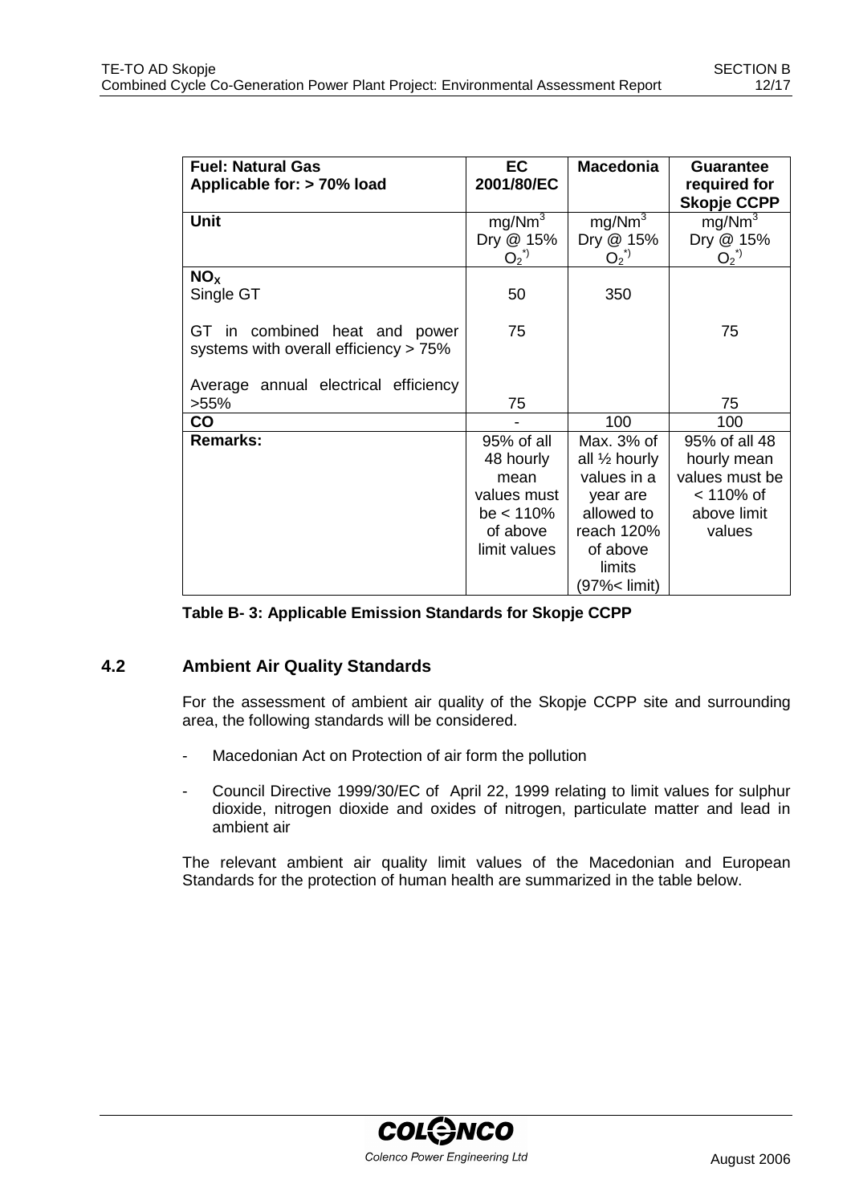| **Fuel: Natural Gas**<br>**Applicable for: > 70% load** | **EC 2001/80/EC** | **Macedonia** | **Guarantee required for Skopje CCPP** |
|---|---|---|---|
| **Unit** | $mg/Nm^3$ Dry @ 15% $O_2$ [*)] | $mg/Nm^3$ Dry @ 15% $O_2$ [*)] | $mg/Nm^3$ Dry @ 15% $O_2$ [*)] |
| **$NO_X$**<br>Single GT | 50 | 350 | |
| GT in combined heat and power systems with overall efficiency > 75% | 75 | | 75 |
| Average annual electrical efficiency >55% | 75 | | 75 |
| **CO** | - | 100 | 100 |
| **Remarks:** | 95% of all 48 hourly mean values must be < 110% of above limit values | Max. 3% of all ½ hourly values in a year are allowed to reach 120% of above limits (97%< limit) | 95% of all 48 hourly mean values must be < 110% of above limit values |

**Table B- 3: Applicable Emission Standards for Skopje CCPP**

## 4.2 Ambient Air Quality Standards

For the assessment of ambient air quality of the Skopje CCPP site and surrounding area, the following standards will be considered.

- Macedonian Act on Protection of air form the pollution
- Council Directive 1999/30/EC of April 22, 1999 relating to limit values for sulphur dioxide, nitrogen dioxide and oxides of nitrogen, particulate matter and lead in ambient air

The relevant ambient air quality limit values of the Macedonian and European Standards for the protection of human health are summarized in the table below.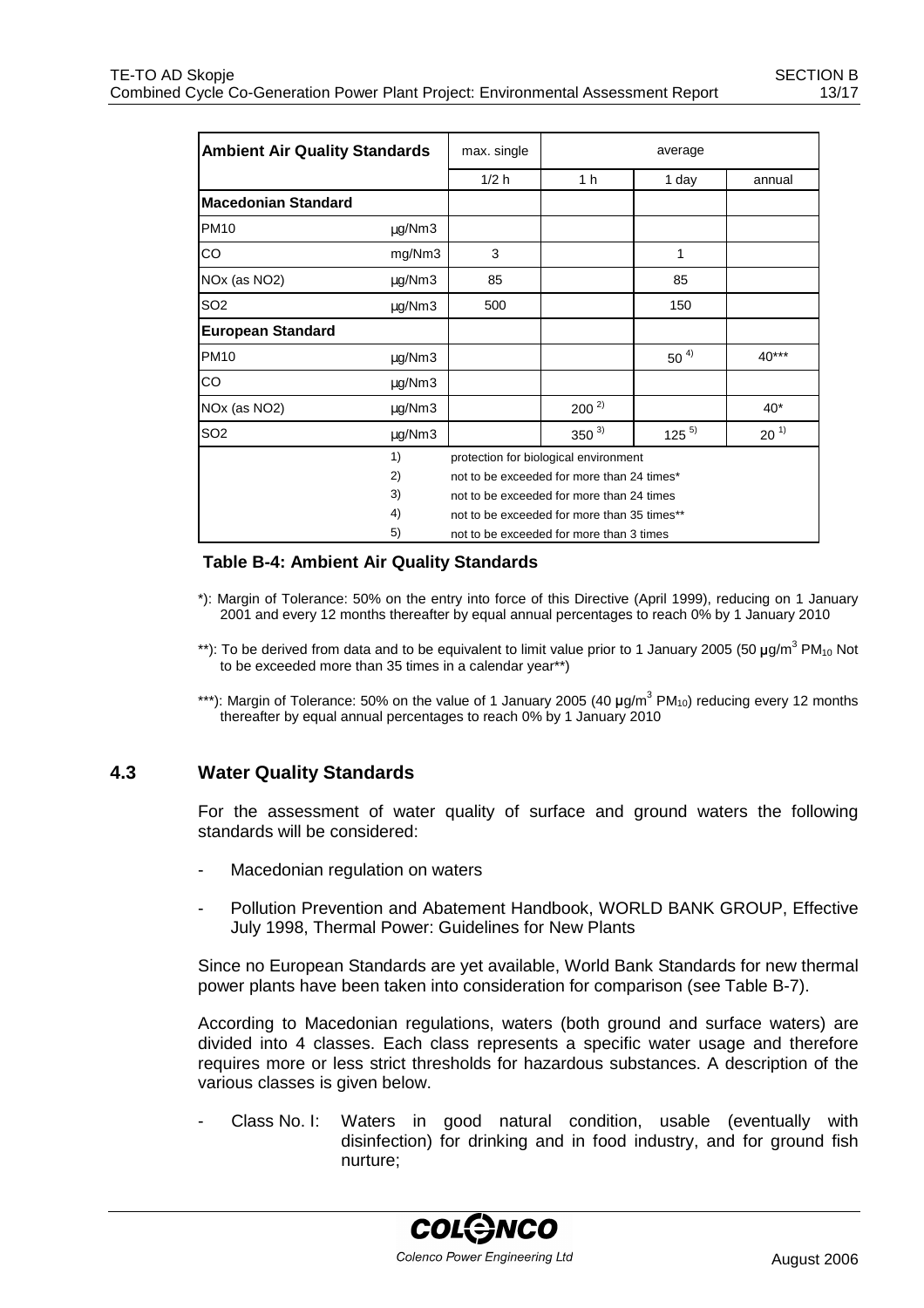| Ambient Air Quality Standards | | max. single | average | | |
|---|---|---|---|---|---|
| | | 1/2 h | 1 h | 1 day | annual |
| **Macedonian Standard** | | | | | |
| PM10 | µg/Nm3 | | | | |
| CO | mg/Nm3 | 3 | | 1 | |
| NOx (as NO2) | µg/Nm3 | 85 | | 85 | |
| SO2 | µg/Nm3 | 500 | | 150 | |
| **European Standard** | | | | | |
| PM10 | µg/Nm3 | | | 50 [4)] | 40*** |
| CO | µg/Nm3 | | | | |
| NOx (as NO2) | µg/Nm3 | | 200 [2)] | | 40* |
| SO2 | µg/Nm3 | | 350 [3)] | 125 [5)] | 20 [1)] |
| | 1) | protection for biological environment | | | |
| | 2) | not to be exceeded for more than 24 times* | | | |
| | 3) | not to be exceeded for more than 24 times | | | |
| | 4) | not to be exceeded for more than 35 times** | | | |
| | 5) | not to be exceeded for more than 3 times | | | |

**Table B-4: Ambient Air Quality Standards**

*): Margin of Tolerance: 50% on the entry into force of this Directive (April 1999), reducing on 1 January 2001 and every 12 months thereafter by equal annual percentages to reach 0% by 1 January 2010

**): To be derived from data and to be equivalent to limit value prior to 1 January 2005 (50 µg/m$^3$ $PM_{10}$ Not to be exceeded more than 35 times in a calendar year**)

***): Margin of Tolerance: 50% on the value of 1 January 2005 (40 µg/m$^3$ $PM_{10}$) reducing every 12 months thereafter by equal annual percentages to reach 0% by 1 January 2010

## 4.3 Water Quality Standards

For the assessment of water quality of surface and ground waters the following standards will be considered:

- Macedonian regulation on waters
- Pollution Prevention and Abatement Handbook, WORLD BANK GROUP, Effective July 1998, Thermal Power: Guidelines for New Plants

Since no European Standards are yet available, World Bank Standards for new thermal power plants have been taken into consideration for comparison (see Table B-7).

According to Macedonian regulations, waters (both ground and surface waters) are divided into 4 classes. Each class represents a specific water usage and therefore requires more or less strict thresholds for hazardous substances. A description of the various classes is given below.

- Class No. I: Waters in good natural condition, usable (eventually with disinfection) for drinking and in food industry, and for ground fish nurture;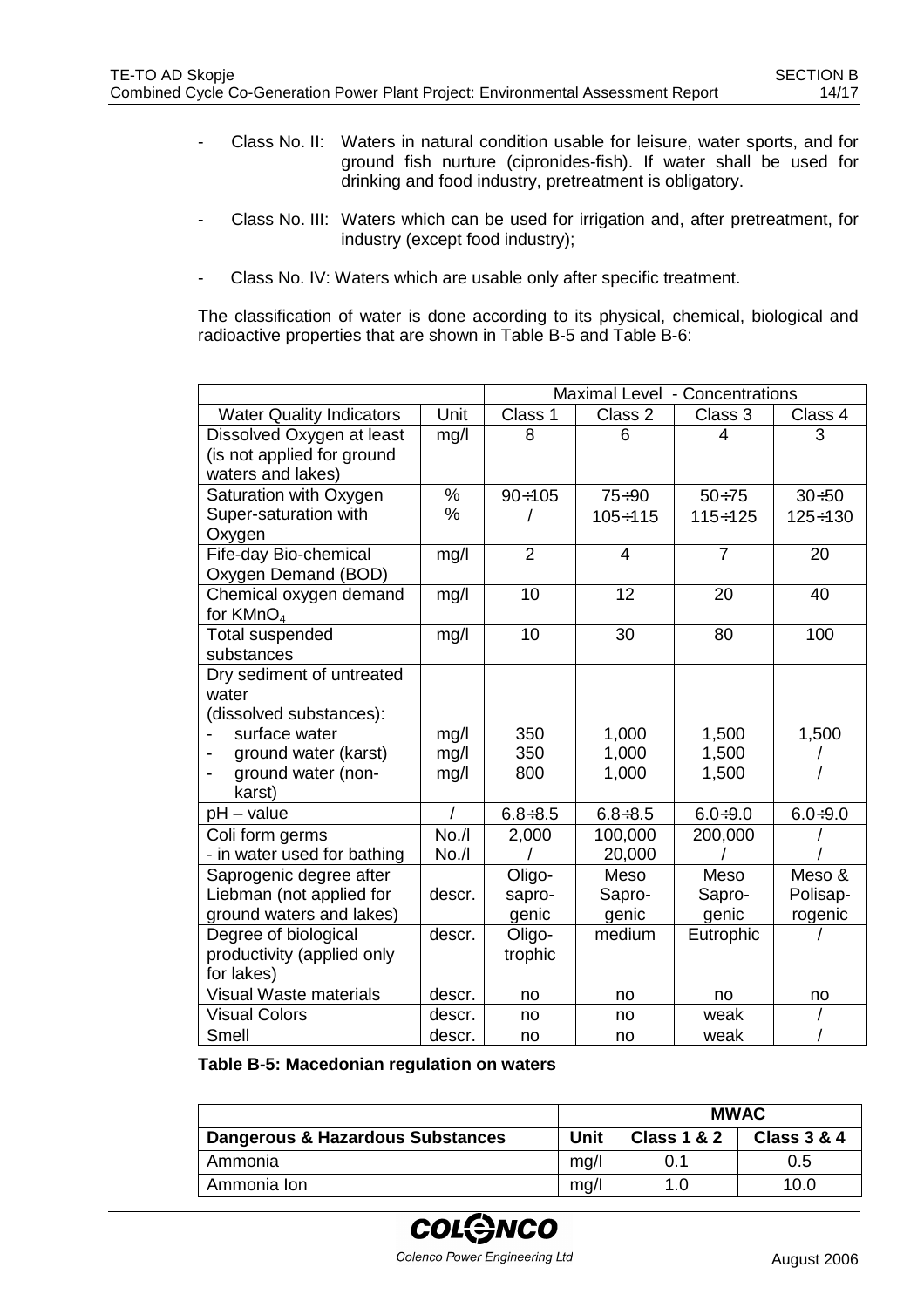- Class No. II: Waters in natural condition usable for leisure, water sports, and for ground fish nurture (cipronides-fish). If water shall be used for drinking and food industry, pretreatment is obligatory.

- Class No. III: Waters which can be used for irrigation and, after pretreatment, for industry (except food industry);

- Class No. IV: Waters which are usable only after specific treatment.

The classification of water is done according to its physical, chemical, biological and radioactive properties that are shown in Table B-5 and Table B-6:

| | | Maximal Level - Concentrations | | | |
|---|---|---|---|---|---|
| Water Quality Indicators | Unit | Class 1 | Class 2 | Class 3 | Class 4 |
| Dissolved Oxygen at least (is not applied for ground waters and lakes) | mg/l | 8 | 6 | 4 | 3 |
| Saturation with Oxygen<br>Super-saturation with Oxygen | %<br>% | 90÷105<br>/ | 75÷90<br>105÷115 | 50÷75<br>115÷125 | 30÷50<br>125÷130 |
| Fife-day Bio-chemical Oxygen Demand (BOD) | mg/l | 2 | 4 | 7 | 20 |
| Chemical oxygen demand for $KMnO_4$ | mg/l | 10 | 12 | 20 | 40 |
| Total suspended substances | mg/l | 10 | 30 | 80 | 100 |
| Dry sediment of untreated water (dissolved substances):<br>- surface water<br>- ground water (karst)<br>- ground water (non-karst) | <br>mg/l<br>mg/l<br>mg/l | <br>350<br>350<br>800 | <br>1,000<br>1,000<br>1,000 | <br>1,500<br>1,500<br>1,500 | <br>1,500<br>/<br>/ |
| pH – value | / | 6.8÷8.5 | 6.8÷8.5 | 6.0÷9.0 | 6.0÷9.0 |
| Coli form germs<br>- in water used for bathing | No./l<br>No./l | 2,000<br>/ | 100,000<br>20,000 | 200,000<br>/ | /<br>/ |
| Saprogenic degree after Liebman (not applied for ground waters and lakes) | descr. | Oligo-saprogenic | Meso Sapro-genic | Meso Sapro-genic | Meso & Polisap-rogenic |
| Degree of biological productivity (applied only for lakes) | descr. | Oligo-trophic | medium | Eutrophic | / |
| Visual Waste materials | descr. | no | no | no | no |
| Visual Colors | descr. | no | no | weak | / |
| Smell | descr. | no | no | weak | / |

**Table B-5: Macedonian regulation on waters**

| | | **MWAC** | |
|---|---|---|---|
| **Dangerous & Hazardous Substances** | **Unit** | **Class 1 & 2** | **Class 3 & 4** |
| Ammonia | mg/l | 0.1 | 0.5 |
| Ammonia Ion | mg/l | 1.0 | 10.0 |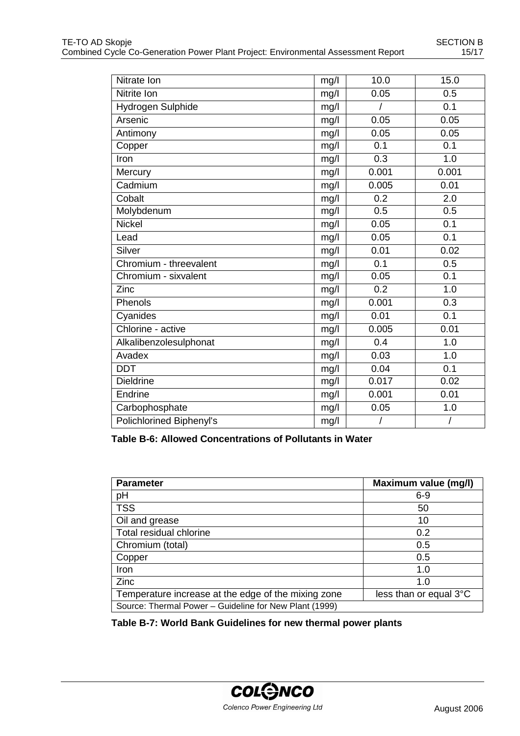| Nitrate Ion | mg/l | 10.0 | 15.0 |
|---|---|---|---|
| Nitrite Ion | mg/l | 0.05 | 0.5 |
| Hydrogen Sulphide | mg/l | / | 0.1 |
| Arsenic | mg/l | 0.05 | 0.05 |
| Antimony | mg/l | 0.05 | 0.05 |
| Copper | mg/l | 0.1 | 0.1 |
| Iron | mg/l | 0.3 | 1.0 |
| Mercury | mg/l | 0.001 | 0.001 |
| Cadmium | mg/l | 0.005 | 0.01 |
| Cobalt | mg/l | 0.2 | 2.0 |
| Molybdenum | mg/l | 0.5 | 0.5 |
| Nickel | mg/l | 0.05 | 0.1 |
| Lead | mg/l | 0.05 | 0.1 |
| Silver | mg/l | 0.01 | 0.02 |
| Chromium - threevalent | mg/l | 0.1 | 0.5 |
| Chromium - sixvalent | mg/l | 0.05 | 0.1 |
| Zinc | mg/l | 0.2 | 1.0 |
| Phenols | mg/l | 0.001 | 0.3 |
| Cyanides | mg/l | 0.01 | 0.1 |
| Chlorine - active | mg/l | 0.005 | 0.01 |
| Alkalibenzolesulphonat | mg/l | 0.4 | 1.0 |
| Avadex | mg/l | 0.03 | 1.0 |
| DDT | mg/l | 0.04 | 0.1 |
| Dieldrine | mg/l | 0.017 | 0.02 |
| Endrine | mg/l | 0.001 | 0.01 |
| Carbophosphate | mg/l | 0.05 | 1.0 |
| Polichlorined Biphenyl's | mg/l | / | / |

**Table B-6: Allowed Concentrations of Pollutants in Water**

| **Parameter** | **Maximum value (mg/l)** |
|---|---|
| pH | 6-9 |
| TSS | 50 |
| Oil and grease | 10 |
| Total residual chlorine | 0.2 |
| Chromium (total) | 0.5 |
| Copper | 0.5 |
| Iron | 1.0 |
| Zinc | 1.0 |
| Temperature increase at the edge of the mixing zone | less than or equal 3°C |
| Source: Thermal Power – Guideline for New Plant (1999) | |

**Table B-7: World Bank Guidelines for new thermal power plants**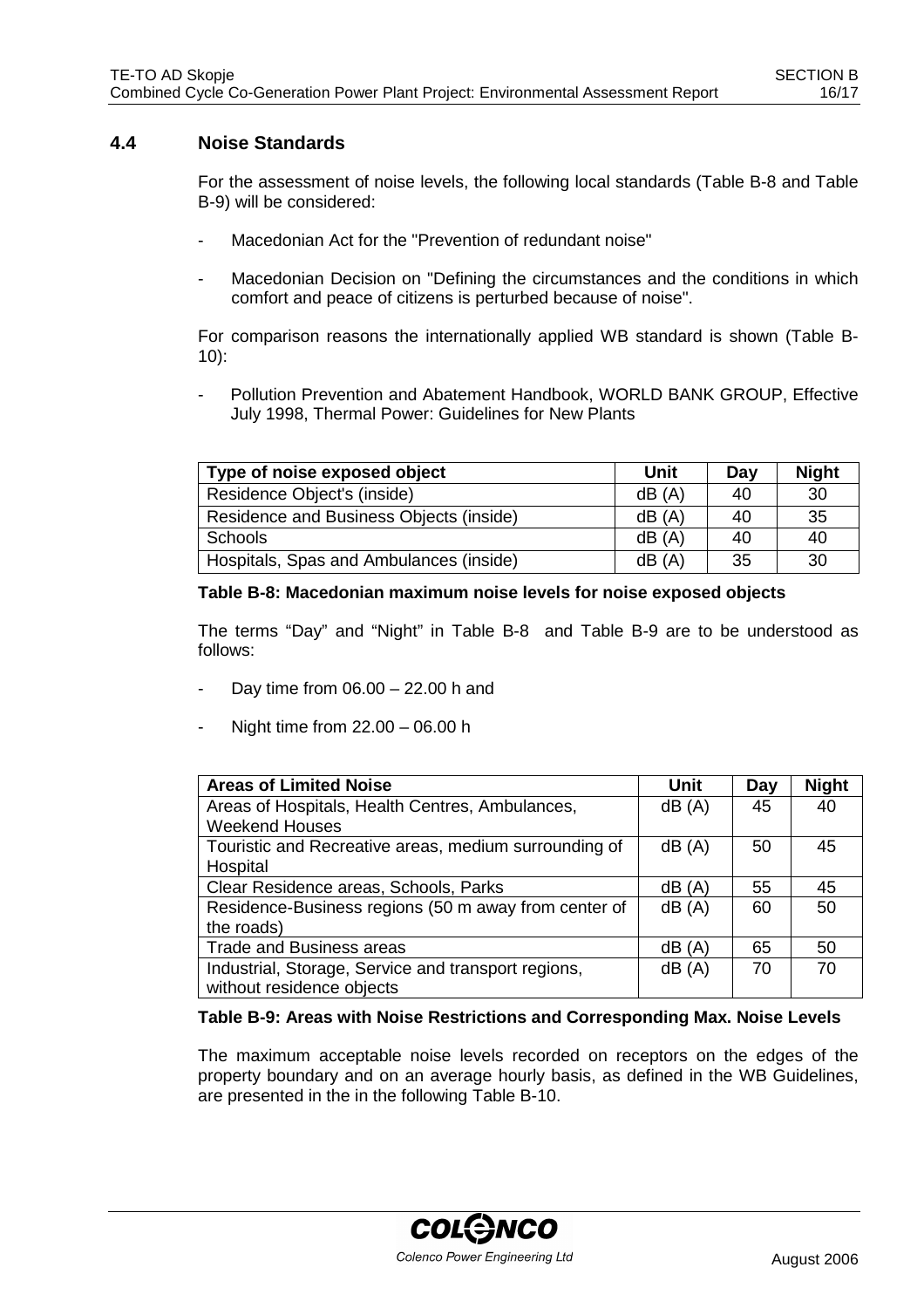## 4.4 Noise Standards

For the assessment of noise levels, the following local standards (Table B-8 and Table B-9) will be considered:

- Macedonian Act for the "Prevention of redundant noise"
- Macedonian Decision on "Defining the circumstances and the conditions in which comfort and peace of citizens is perturbed because of noise".

For comparison reasons the internationally applied WB standard is shown (Table B-10):

- Pollution Prevention and Abatement Handbook, WORLD BANK GROUP, Effective July 1998, Thermal Power: Guidelines for New Plants

| Type of noise exposed object | Unit | Day | Night |
|---|---|---|---|
| Residence Object's (inside) | dB (A) | 40 | 30 |
| Residence and Business Objects (inside) | dB (A) | 40 | 35 |
| Schools | dB (A) | 40 | 40 |
| Hospitals, Spas and Ambulances (inside) | dB (A) | 35 | 30 |

**Table B-8: Macedonian maximum noise levels for noise exposed objects**

The terms "Day" and "Night" in Table B-8 and Table B-9 are to be understood as follows:

- Day time from 06.00 – 22.00 h and
- Night time from 22.00 – 06.00 h

| Areas of Limited Noise | Unit | Day | Night |
|---|---|---|---|
| Areas of Hospitals, Health Centres, Ambulances, Weekend Houses | dB (A) | 45 | 40 |
| Touristic and Recreative areas, medium surrounding of Hospital | dB (A) | 50 | 45 |
| Clear Residence areas, Schools, Parks | dB (A) | 55 | 45 |
| Residence-Business regions (50 m away from center of the roads) | dB (A) | 60 | 50 |
| Trade and Business areas | dB (A) | 65 | 50 |
| Industrial, Storage, Service and transport regions, without residence objects | dB (A) | 70 | 70 |

**Table B-9: Areas with Noise Restrictions and Corresponding Max. Noise Levels**

The maximum acceptable noise levels recorded on receptors on the edges of the property boundary and on an average hourly basis, as defined in the WB Guidelines, are presented in the in the following Table B-10.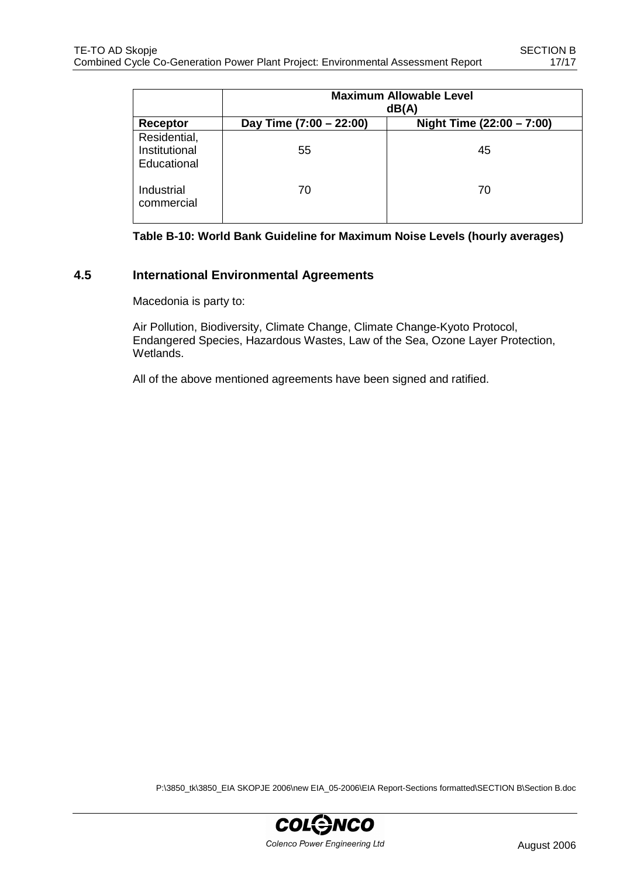| | Maximum Allowable Level dB(A) | |
|---|---|---|
| **Receptor** | **Day Time (7:00 – 22:00)** | **Night Time (22:00 – 7:00)** |
| Residential, Institutional Educational | 55 | 45 |
| Industrial commercial | 70 | 70 |

**Table B-10: World Bank Guideline for Maximum Noise Levels (hourly averages)**

### 4.5 International Environmental Agreements

Macedonia is party to:

Air Pollution, Biodiversity, Climate Change, Climate Change-Kyoto Protocol, Endangered Species, Hazardous Wastes, Law of the Sea, Ozone Layer Protection, Wetlands.

All of the above mentioned agreements have been signed and ratified.